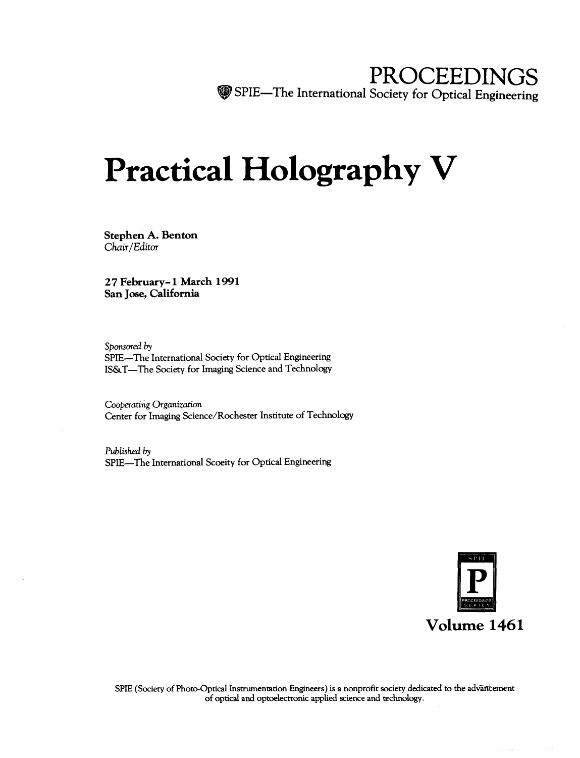# PROCEEDINGS

SPIE—The International Society for Optical Engineering

# Practical Holography V

**Stephen A. Benton**
*Chair/Editor*

**27 February-1 March 1991**
**San Jose, California**

*Sponsored by*
SPIE—The International Society for Optical Engineering
IS&T—The Society for Imaging Science and Technology

*Cooperating Organization*
Center for Imaging Science/Rochester Institute of Technology

*Published by*
SPIE—The International Scoeity for Optical Engineering

**Volume 1461**

SPIE (Society of Photo-Optical Instrumentation Engineers) is a nonprofit society dedicated to the advancement of optical and optoelectronic applied science and technology.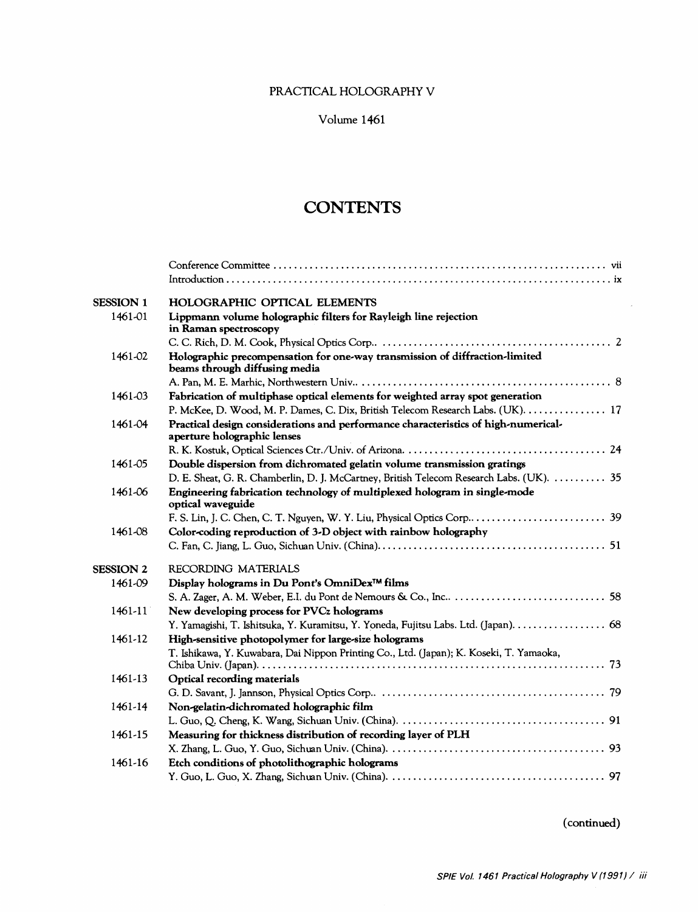PRACTICAL HOLOGRAPHY V

Volume 1461

# CONTENTS

Conference Committee . . . . . . . . . . vii
Introduction . . . . . . . . . . ix

## SESSION 1 HOLOGRAPHIC OPTICAL ELEMENTS

1461-01 **Lippmann volume holographic filters for Rayleigh line rejection in Raman spectroscopy**
C. C. Rich, D. M. Cook, Physical Optics Corp. . . . . . . . . . . 2

1461-02 **Holographic precompensation for one-way transmission of diffraction-limited beams through diffusing media**
A. Pan, M. E. Marhic, Northwestern Univ. . . . . . . . . . . 8

1461-03 **Fabrication of multiphase optical elements for weighted array spot generation**
P. McKee, D. Wood, M. P. Dames, C. Dix, British Telecom Research Labs. (UK). . . . . . . . . . . 17

1461-04 **Practical design considerations and performance characteristics of high-numerical-aperture holographic lenses**
R. K. Kostuk, Optical Sciences Ctr./Univ. of Arizona. . . . . . . . . . . 24

1461-05 **Double dispersion from dichromated gelatin volume transmission gratings**
D. E. Sheat, G. R. Chamberlin, D. J. McCartney, British Telecom Research Labs. (UK). . . . . . . . . . . 35

1461-06 **Engineering fabrication technology of multiplexed hologram in single-mode optical waveguide**
F. S. Lin, J. C. Chen, C. T. Nguyen, W. Y. Liu, Physical Optics Corp. . . . . . . . . . . 39

1461-08 **Color-coding reproduction of 3-D object with rainbow holography**
C. Fan, C. Jiang, L. Guo, Sichuan Univ. (China). . . . . . . . . . . 51

## SESSION 2 RECORDING MATERIALS

1461-09 **Display holograms in Du Pont's OmniDex™ films**
S. A. Zager, A. M. Weber, E.I. du Pont de Nemours & Co., Inc. . . . . . . . . . . 58

1461-11 **New developing process for PVCz holograms**
Y. Yamagishi, T. Ishitsuka, Y. Kuramitsu, Y. Yoneda, Fujitsu Labs. Ltd. (Japan). . . . . . . . . . . 68

1461-12 **High-sensitive photopolymer for large-size holograms**
T. Ishikawa, Y. Kuwabara, Dai Nippon Printing Co., Ltd. (Japan); K. Koseki, T. Yamaoka, Chiba Univ. (Japan). . . . . . . . . . . 73

1461-13 **Optical recording materials**
G. D. Savant, J. Jannson, Physical Optics Corp. . . . . . . . . . . 79

1461-14 **Non-gelatin-dichromated holographic film**
L. Guo, Q. Cheng, K. Wang, Sichuan Univ. (China). . . . . . . . . . . 91

1461-15 **Measuring for thickness distribution of recording layer of PLH**
X. Zhang, L. Guo, Y. Guo, Sichuan Univ. (China). . . . . . . . . . . 93

1461-16 **Etch conditions of photolithographic holograms**
Y. Guo, L. Guo, X. Zhang, Sichuan Univ. (China). . . . . . . . . . . 97

(continued)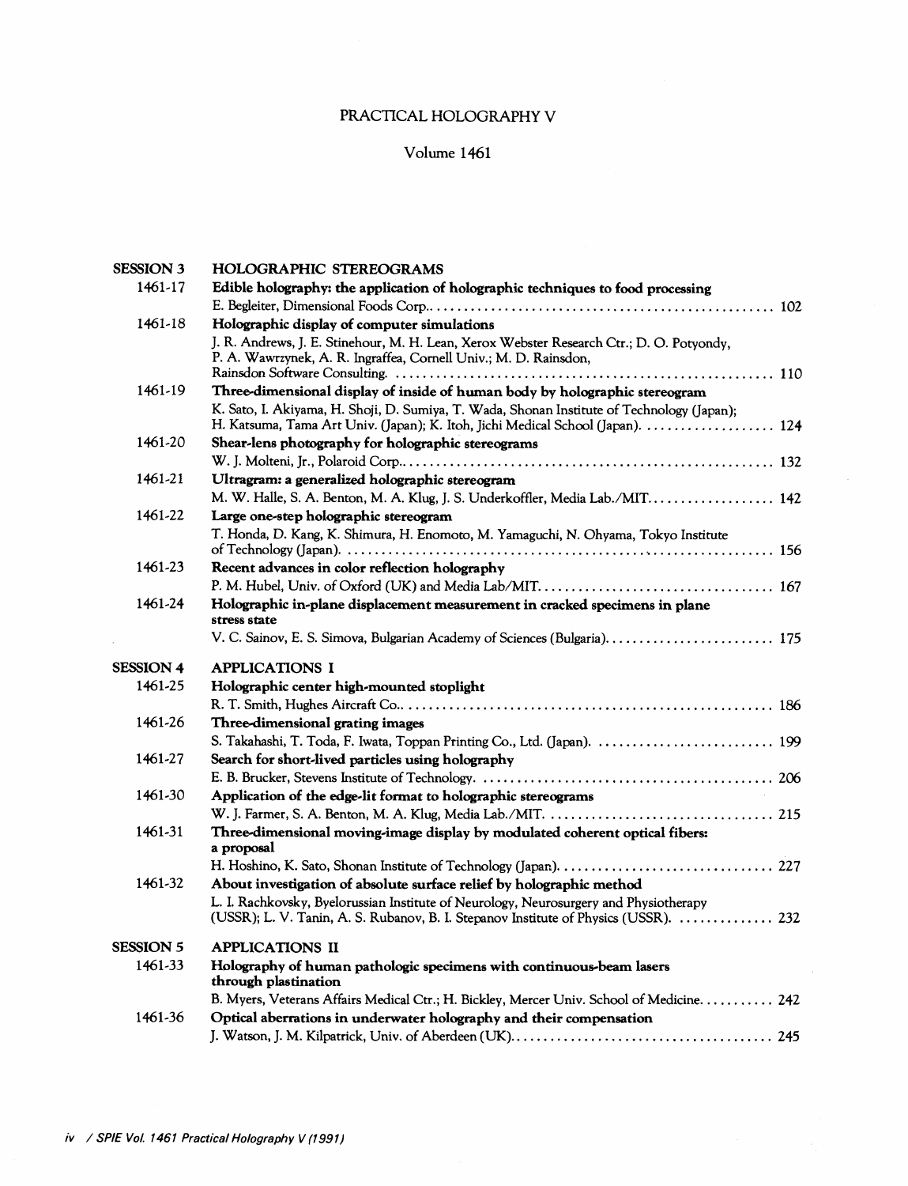# PRACTICAL HOLOGRAPHY V

## Volume 1461

## SESSION 3 HOLOGRAPHIC STEREOGRAMS

**1461-17 Edible holography: the application of holographic techniques to food processing**
E. Begleiter, Dimensional Foods Corp. .... 102

**1461-18 Holographic display of computer simulations**
J. R. Andrews, J. E. Stinehour, M. H. Lean, Xerox Webster Research Ctr.; D. O. Potyondy, P. A. Wawrzynek, A. R. Ingraffea, Cornell Univ.; M. D. Rainsdon, Rainsdon Software Consulting. .... 110

**1461-19 Three-dimensional display of inside of human body by holographic stereogram**
K. Sato, I. Akiyama, H. Shoji, D. Sumiya, T. Wada, Shonan Institute of Technology (Japan); H. Katsuma, Tama Art Univ. (Japan); K. Itoh, Jichi Medical School (Japan). .... 124

**1461-20 Shear-lens photography for holographic stereograms**
W. J. Molteni, Jr., Polaroid Corp. .... 132

**1461-21 Ultragram: a generalized holographic stereogram**
M. W. Halle, S. A. Benton, M. A. Klug, J. S. Underkoffler, Media Lab./MIT. .... 142

**1461-22 Large one-step holographic stereogram**
T. Honda, D. Kang, K. Shimura, H. Enomoto, M. Yamaguchi, N. Ohyama, Tokyo Institute of Technology (Japan). .... 156

**1461-23 Recent advances in color reflection holography**
P. M. Hubel, Univ. of Oxford (UK) and Media Lab/MIT. .... 167

**1461-24 Holographic in-plane displacement measurement in cracked specimens in plane stress state**
V. C. Sainov, E. S. Simova, Bulgarian Academy of Sciences (Bulgaria). .... 175

## SESSION 4 APPLICATIONS I

**1461-25 Holographic center high-mounted stoplight**
R. T. Smith, Hughes Aircraft Co. .... 186

**1461-26 Three-dimensional grating images**
S. Takahashi, T. Toda, F. Iwata, Toppan Printing Co., Ltd. (Japan). .... 199

**1461-27 Search for short-lived particles using holography**
E. B. Brucker, Stevens Institute of Technology. .... 206

**1461-30 Application of the edge-lit format to holographic stereograms**
W. J. Farmer, S. A. Benton, M. A. Klug, Media Lab./MIT. .... 215

**1461-31 Three-dimensional moving-image display by modulated coherent optical fibers: a proposal**
H. Hoshino, K. Sato, Shonan Institute of Technology (Japan). .... 227

**1461-32 About investigation of absolute surface relief by holographic method**
L. I. Rachkovsky, Byelorussian Institute of Neurology, Neurosurgery and Physiotherapy (USSR); L. V. Tanin, A. S. Rubanov, B. I. Stepanov Institute of Physics (USSR). .... 232

## SESSION 5 APPLICATIONS II

**1461-33 Holography of human pathologic specimens with continuous-beam lasers through plastination**
B. Myers, Veterans Affairs Medical Ctr.; H. Bickley, Mercer Univ. School of Medicine. .... 242

**1461-36 Optical aberrations in underwater holography and their compensation**
J. Watson, J. M. Kilpatrick, Univ. of Aberdeen (UK). .... 245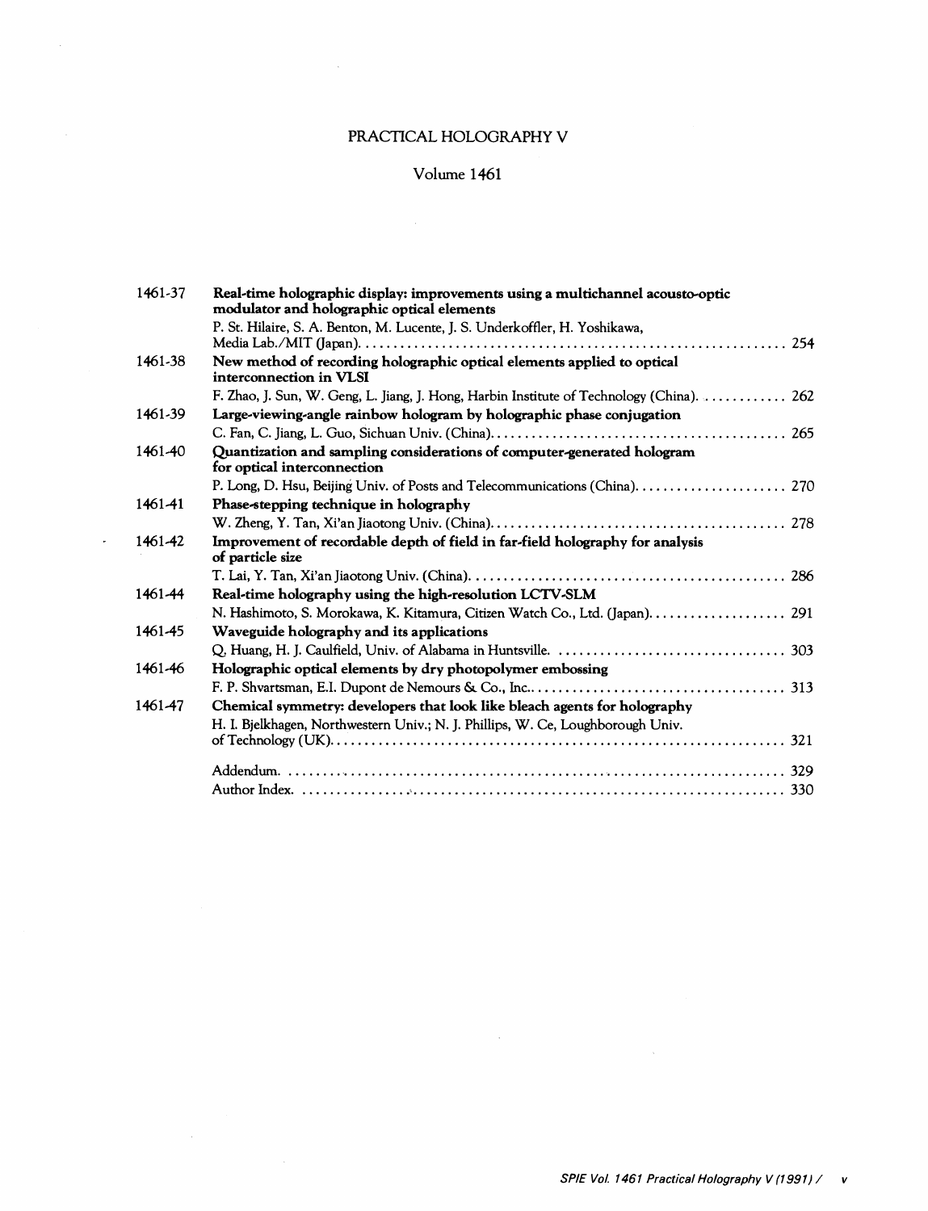PRACTICAL HOLOGRAPHY V

Volume 1461

| | | |
|---|---|---|
| 1461-37 | **Real-time holographic display: improvements using a multichannel acousto-optic modulator and holographic optical elements**<br>P. St. Hilaire, S. A. Benton, M. Lucente, J. S. Underkoffler, H. Yoshikawa, Media Lab./MIT (Japan) | 254 |
| 1461-38 | **New method of recording holographic optical elements applied to optical interconnection in VLSI**<br>F. Zhao, J. Sun, W. Geng, L. Jiang, J. Hong, Harbin Institute of Technology (China) | 262 |
| 1461-39 | **Large-viewing-angle rainbow hologram by holographic phase conjugation**<br>C. Fan, C. Jiang, L. Guo, Sichuan Univ. (China) | 265 |
| 1461-40 | **Quantization and sampling considerations of computer-generated hologram for optical interconnection**<br>P. Long, D. Hsu, Beijing Univ. of Posts and Telecommunications (China) | 270 |
| 1461-41 | **Phase-stepping technique in holography**<br>W. Zheng, Y. Tan, Xi'an Jiaotong Univ. (China) | 278 |
| 1461-42 | **Improvement of recordable depth of field in far-field holography for analysis of particle size**<br>T. Lai, Y. Tan, Xi'an Jiaotong Univ. (China) | 286 |
| 1461-44 | **Real-time holography using the high-resolution LCTV-SLM**<br>N. Hashimoto, S. Morokawa, K. Kitamura, Citizen Watch Co., Ltd. (Japan) | 291 |
| 1461-45 | **Waveguide holography and its applications**<br>Q. Huang, H. J. Caulfield, Univ. of Alabama in Huntsville | 303 |
| 1461-46 | **Holographic optical elements by dry photopolymer embossing**<br>F. P. Shvartsman, E.I. Dupont de Nemours & Co., Inc. | 313 |
| 1461-47 | **Chemical symmetry: developers that look like bleach agents for holography**<br>H. I. Bjelkhagen, Northwestern Univ.; N. J. Phillips, W. Ce, Loughborough Univ. of Technology (UK) | 321 |
| | Addendum | 329 |
| | Author Index | 330 |